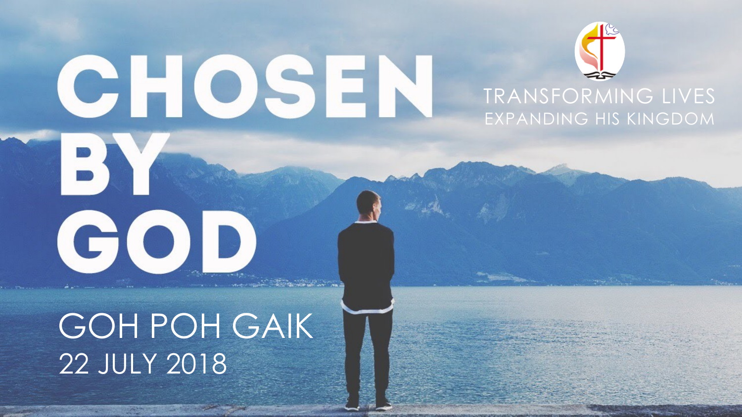# CHOSEN BY GOD

TRANSFORMING LIVES
EXPANDING HIS KINGDOM

GOH POH GAIK
22 JULY 2018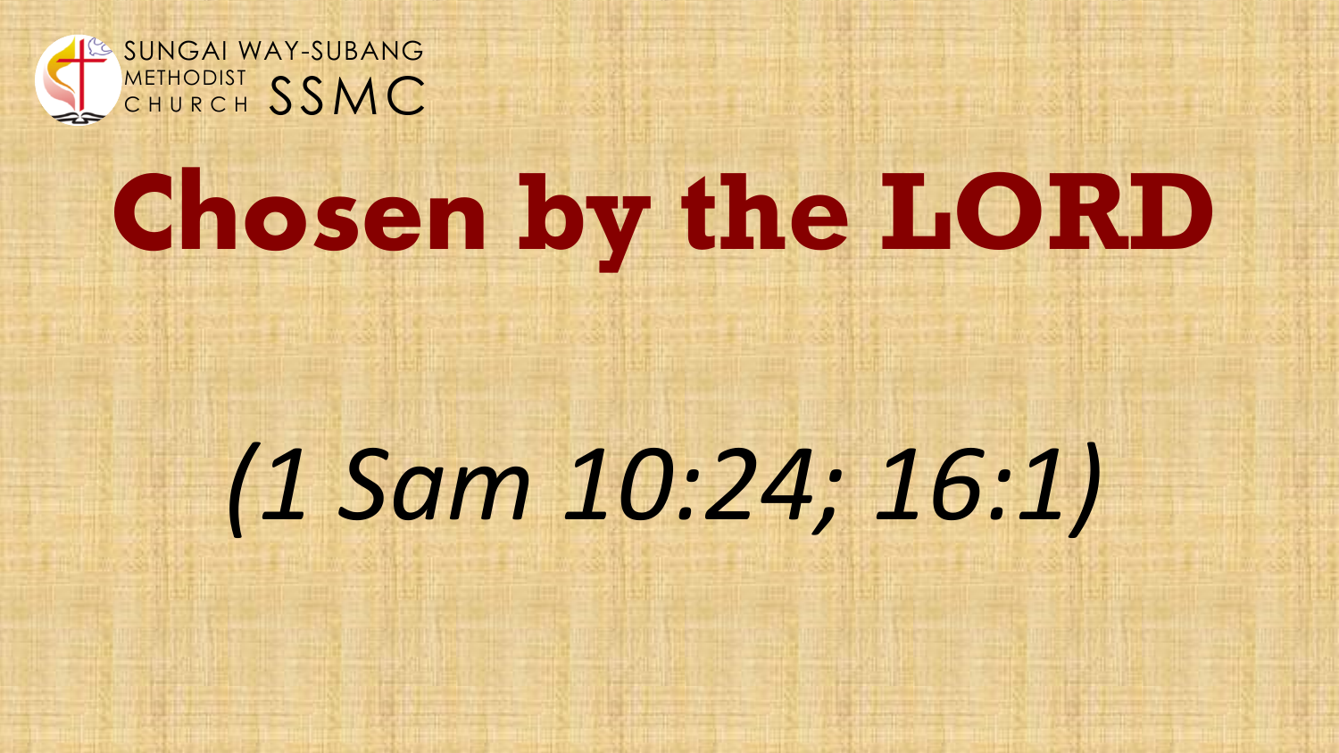# Chosen by the LORD

*(1 Sam 10:24; 16:1)*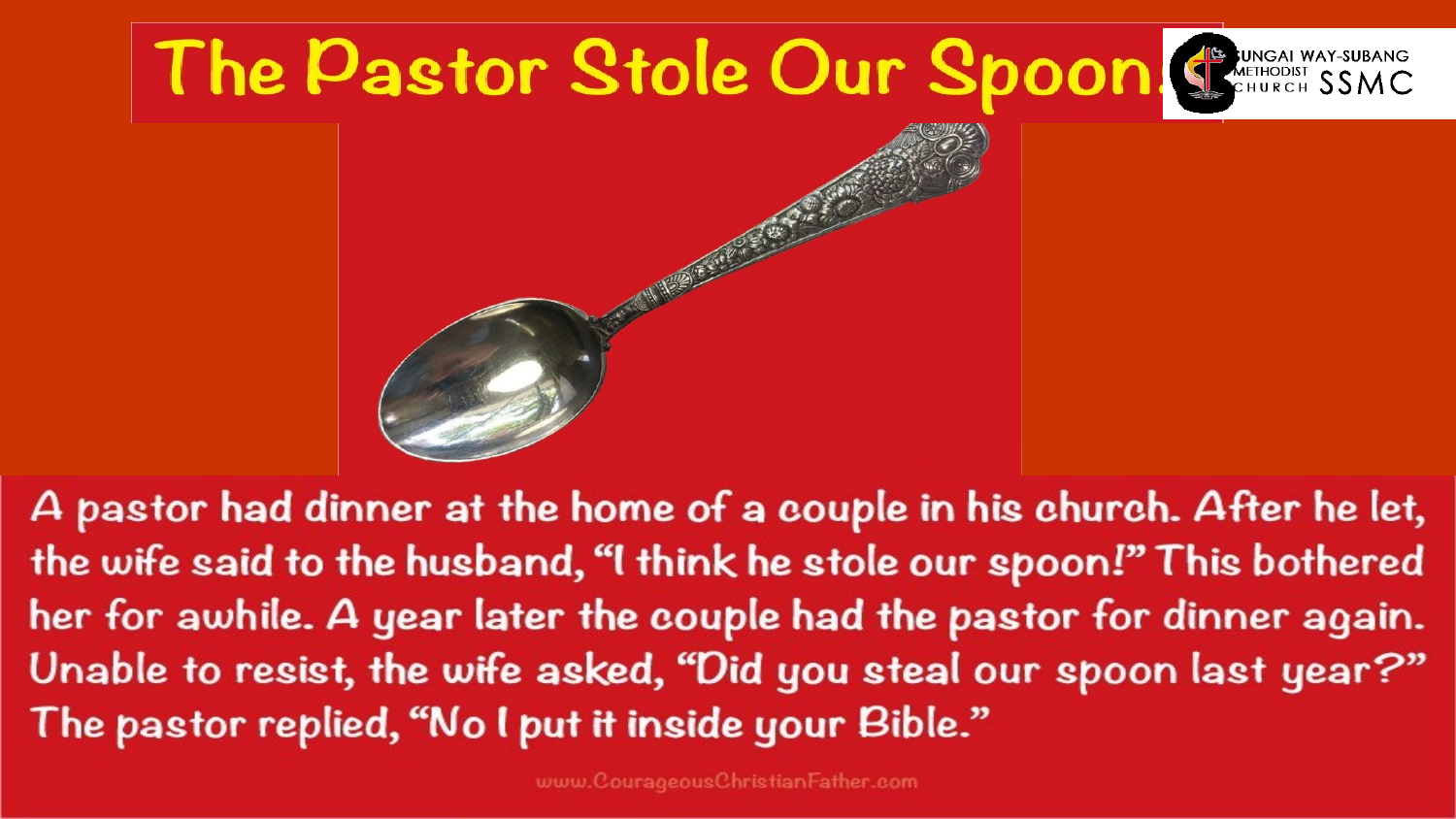# The Pastor Stole Our Spoon!

SUNGAI WAY-SUBANG METHODIST CHURCH SSMC

A pastor had dinner at the home of a couple in his church. After he let, the wife said to the husband, "I think he stole our spoon!" This bothered her for awhile. A year later the couple had the pastor for dinner again. Unable to resist, the wife asked, "Did you steal our spoon last year?" The pastor replied, "No I put it inside your Bible."

www.CourageousChristianFather.com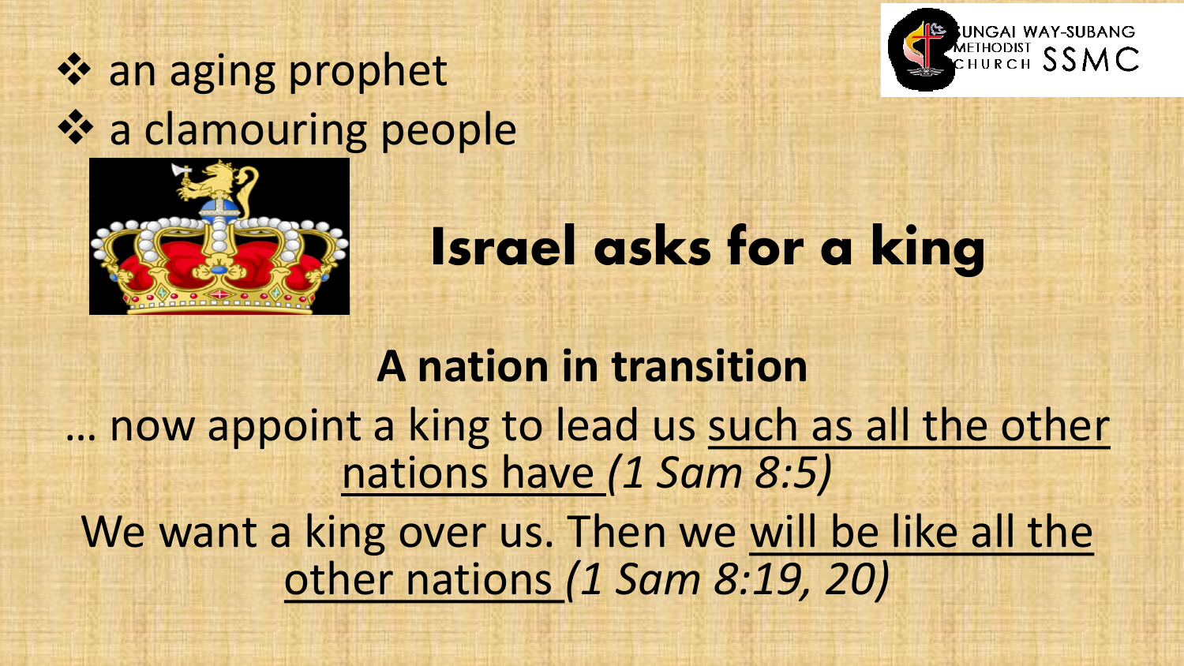- ❖ an aging prophet
- ❖ a clamouring people

# Israel asks for a king

## A nation in transition

… now appoint a king to lead us <u>such as all the other nations have</u> *(1 Sam 8:5)*

We want a king over us. Then we <u>will be like all the other nations</u> *(1 Sam 8:19, 20)*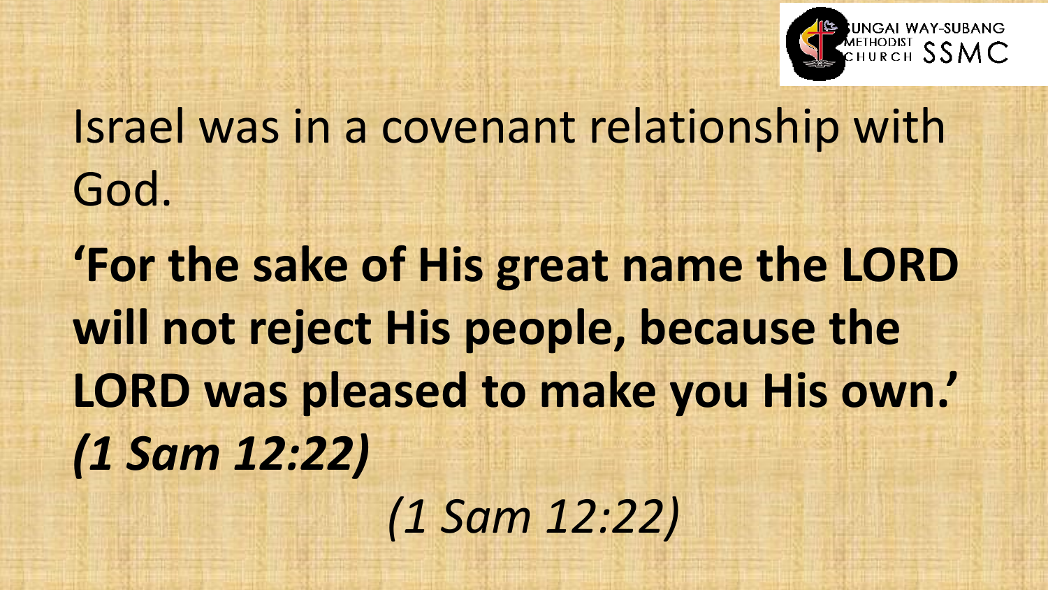Israel was in a covenant relationship with God.

**'For the sake of His great name the LORD will not reject His people, because the LORD was pleased to make you His own.'** ***(1 Sam 12:22)***

*(1 Sam 12:22)*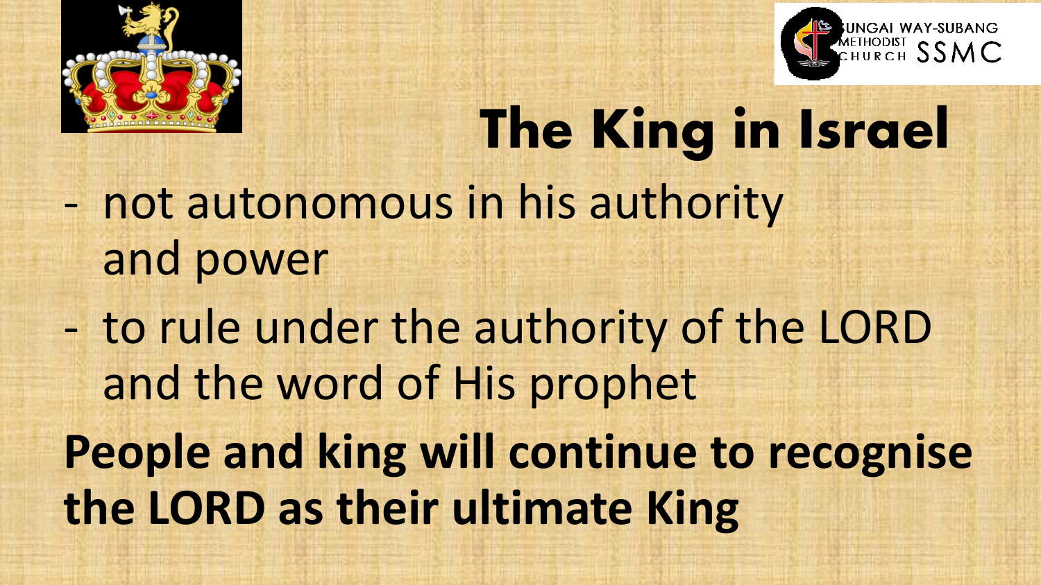# The King in Israel

- not autonomous in his authority and power
- to rule under the authority of the LORD and the word of His prophet

**People and king will continue to recognise the LORD as their ultimate King**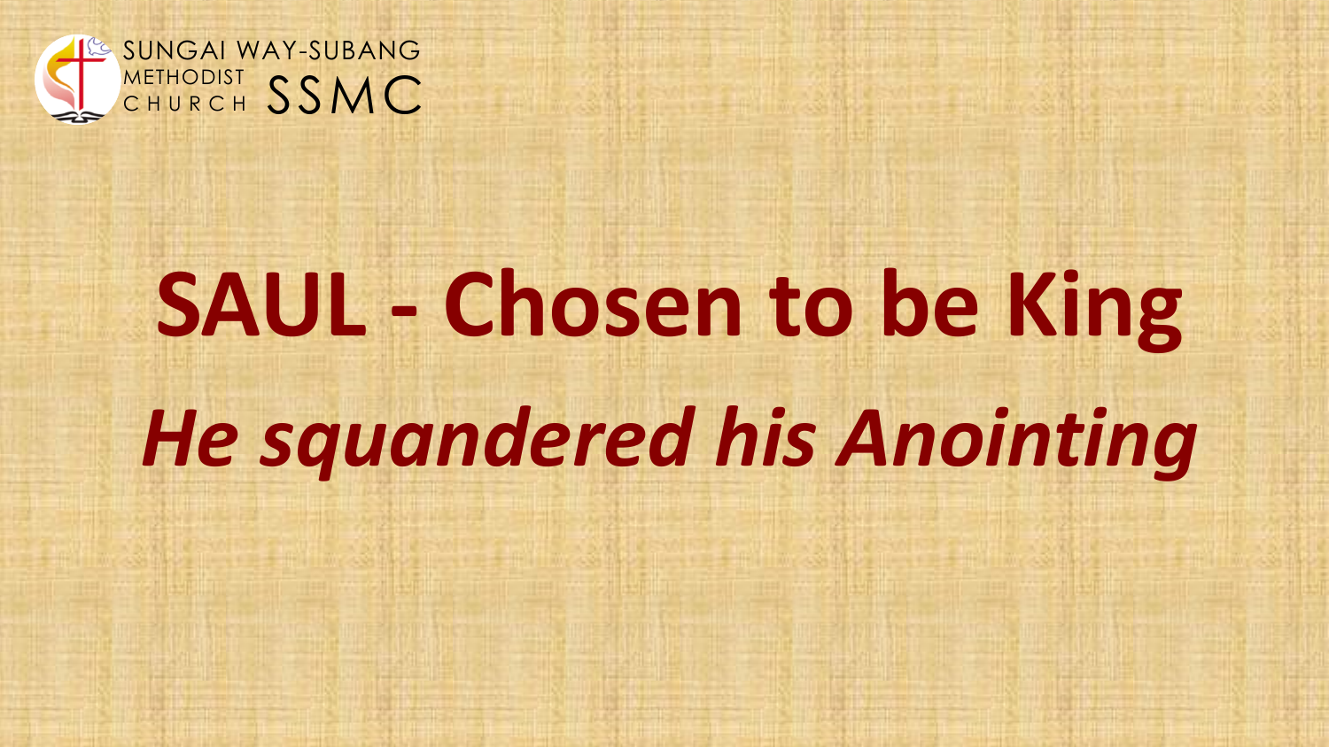# SAUL - Chosen to be King

## *He squandered his Anointing*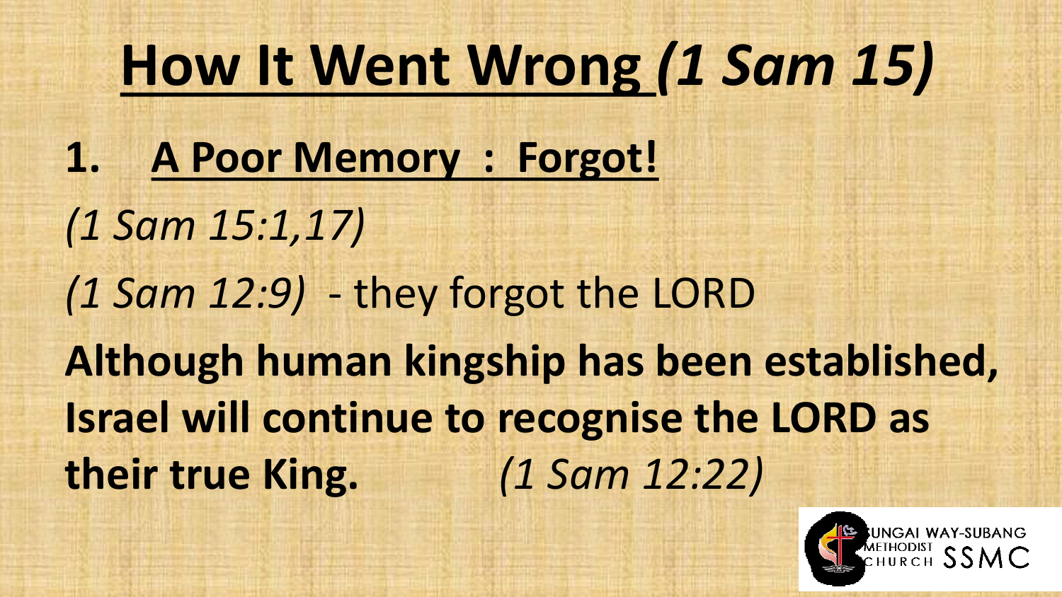# How It Went Wrong *(1 Sam 15)*

1. **A Poor Memory : Forgot!**

*(1 Sam 15:1,17)*

*(1 Sam 12:9)* - they forgot the LORD

**Although human kingship has been established, Israel will continue to recognise the LORD as their true King.** *(1 Sam 12:22)*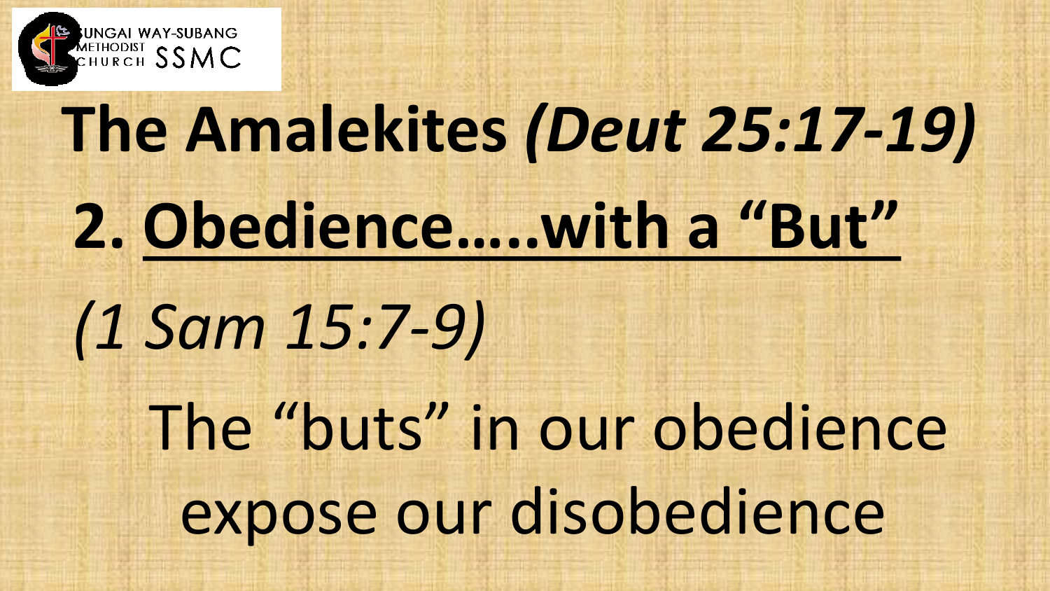# The Amalekites *(Deut 25:17-19)*

## 2. <u>Obedience…..with a "But"</u>

*(1 Sam 15:7-9)*

The "buts" in our obedience expose our disobedience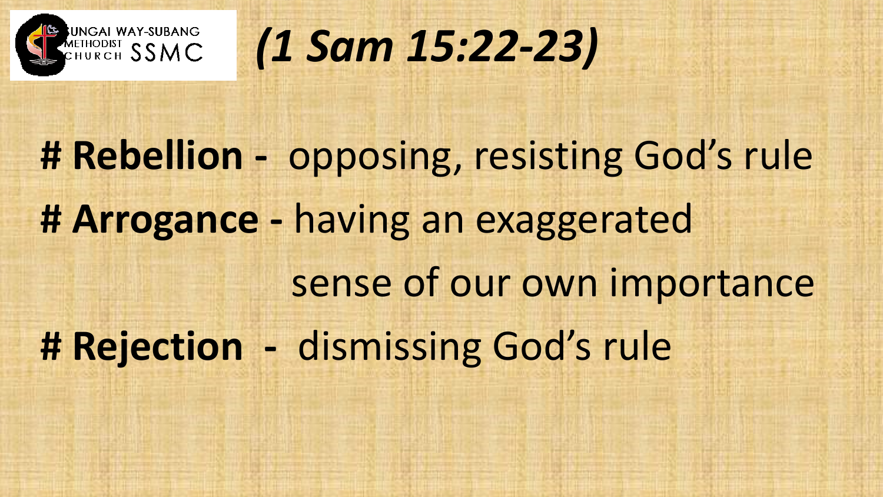# *(1 Sam 15:22-23)*

# **Rebellion -** opposing, resisting God's rule

# **Arrogance -** having an exaggerated sense of our own importance

# **Rejection -** dismissing God's rule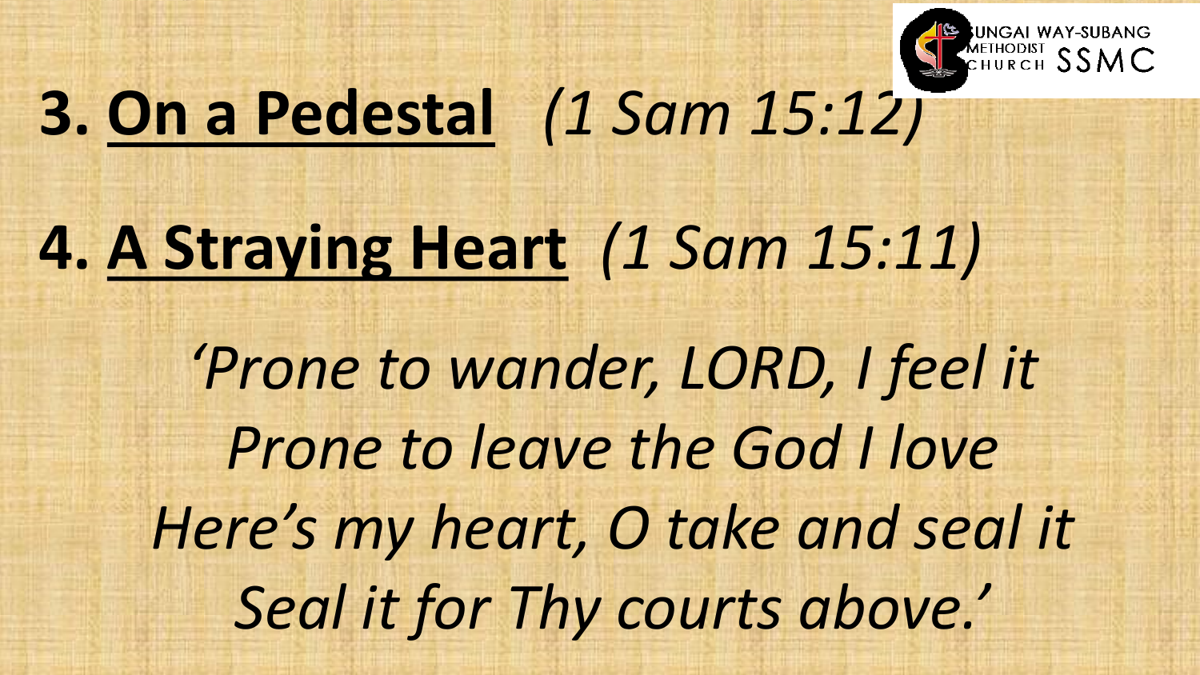## 3. <u>On a Pedestal</u> *(1 Sam 15:12)*

## 4. <u>A Straying Heart</u> *(1 Sam 15:11)*

*'Prone to wander, LORD, I feel it*
*Prone to leave the God I love*
*Here's my heart, O take and seal it*
*Seal it for Thy courts above.'*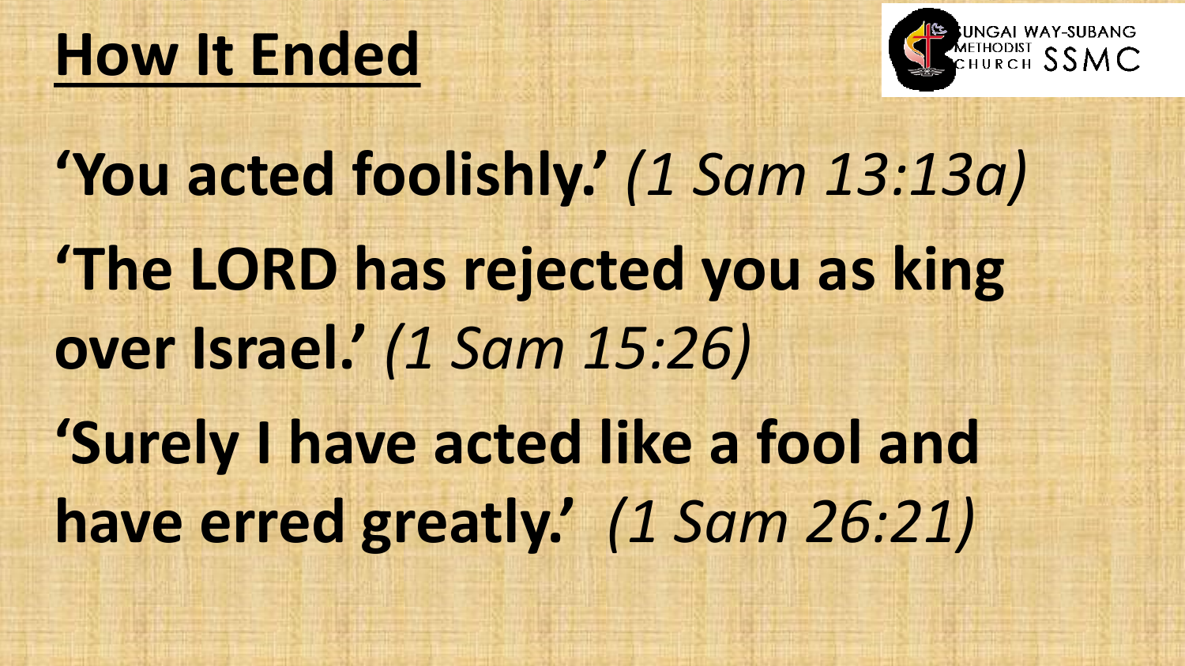# How It Ended

**'You acted foolishly.'** *(1 Sam 13:13a)*

**'The LORD has rejected you as king over Israel.'** *(1 Sam 15:26)*

**'Surely I have acted like a fool and have erred greatly.'** *(1 Sam 26:21)*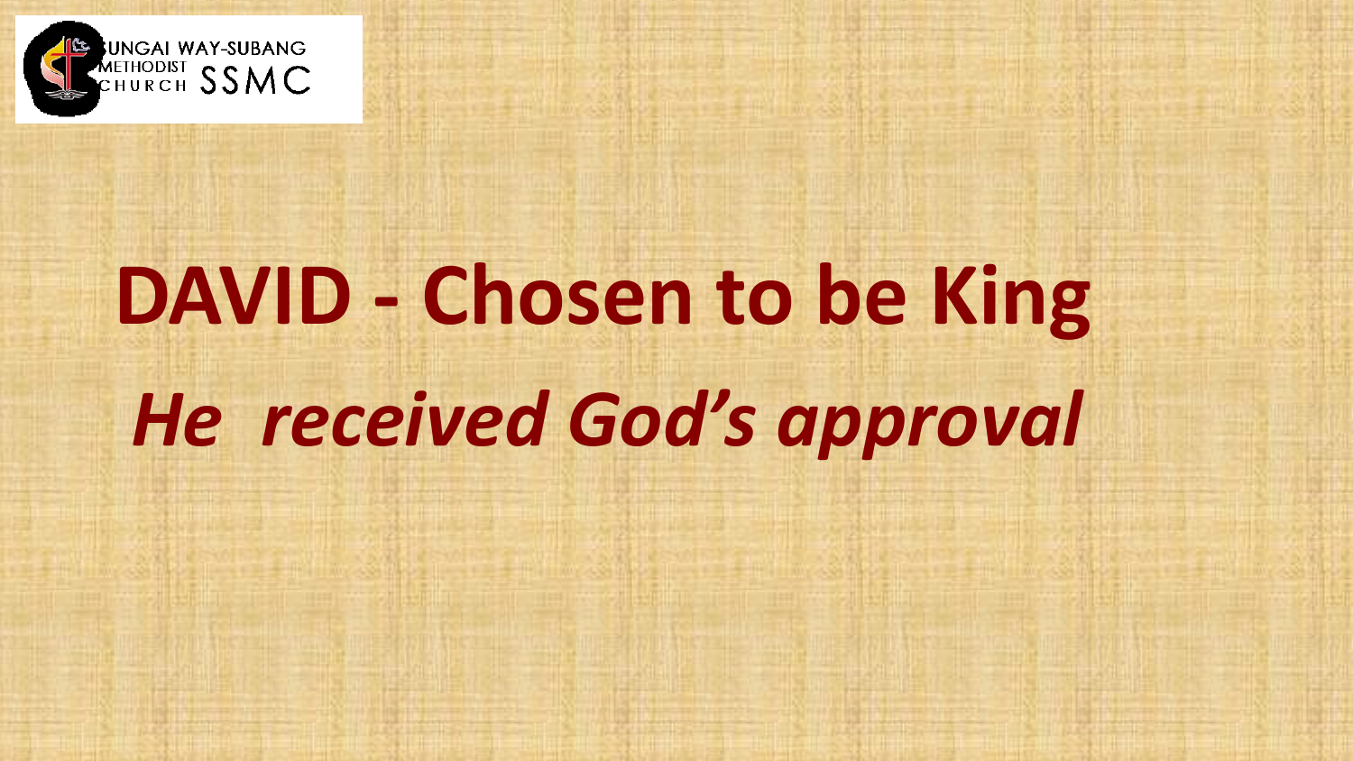# DAVID - Chosen to be King

## *He received God's approval*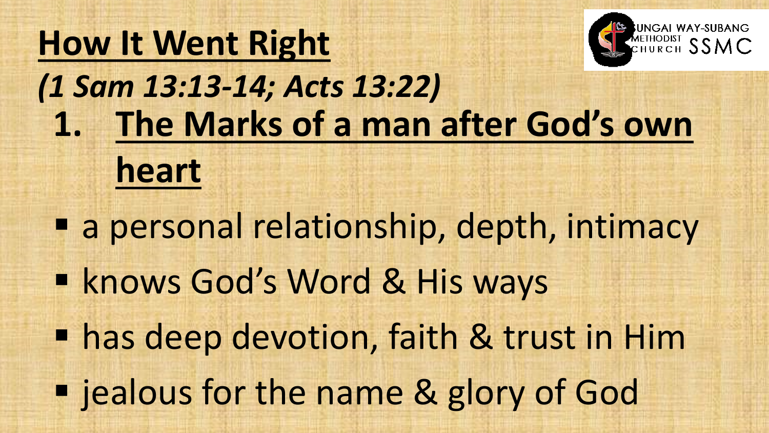# How It Went Right

***(1 Sam 13:13-14; Acts 13:22)***

1. **The Marks of a man after God's own heart**

- a personal relationship, depth, intimacy
- knows God's Word & His ways
- has deep devotion, faith & trust in Him
- jealous for the name & glory of God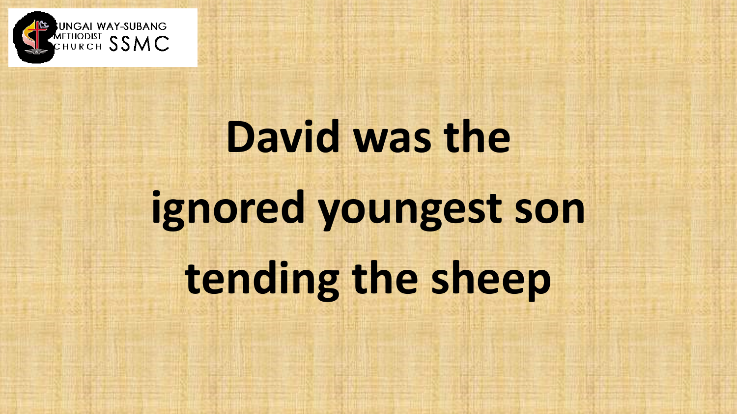# David was the ignored youngest son tending the sheep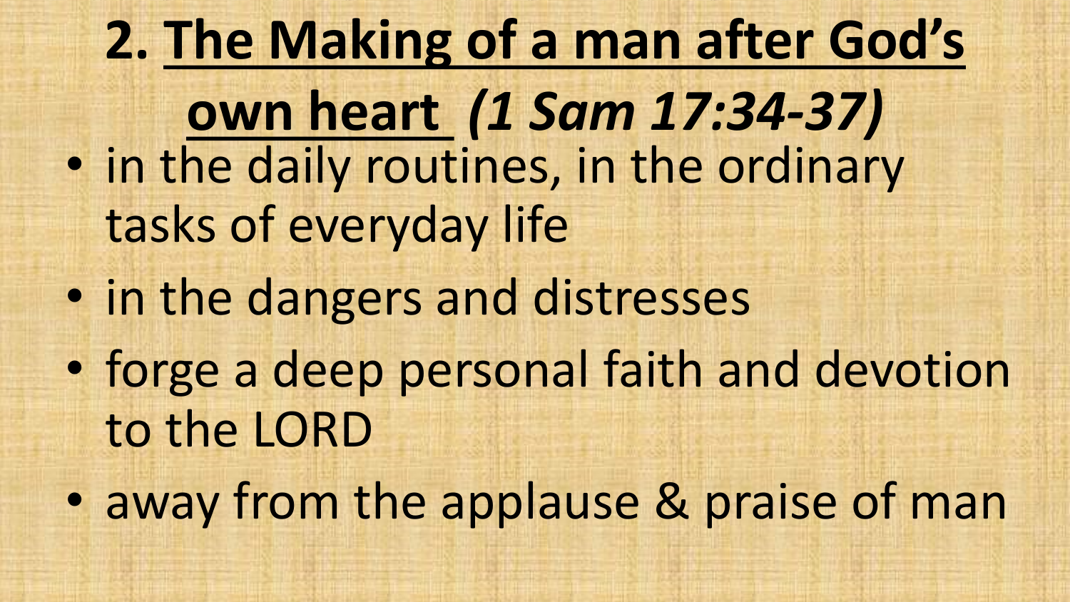## 2. The Making of a man after God's own heart *(1 Sam 17:34-37)*

- in the daily routines, in the ordinary tasks of everyday life
- in the dangers and distresses
- forge a deep personal faith and devotion to the LORD
- away from the applause & praise of man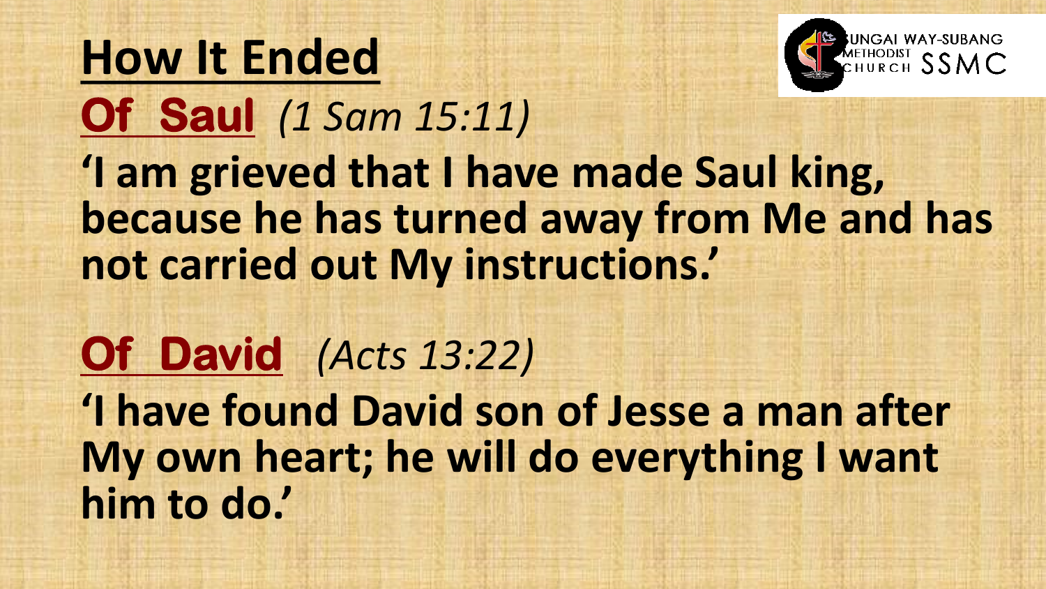# How It Ended

## Of Saul *(1 Sam 15:11)*

**'I am grieved that I have made Saul king, because he has turned away from Me and has not carried out My instructions.'**

## Of David *(Acts 13:22)*

**'I have found David son of Jesse a man after My own heart; he will do everything I want him to do.'**